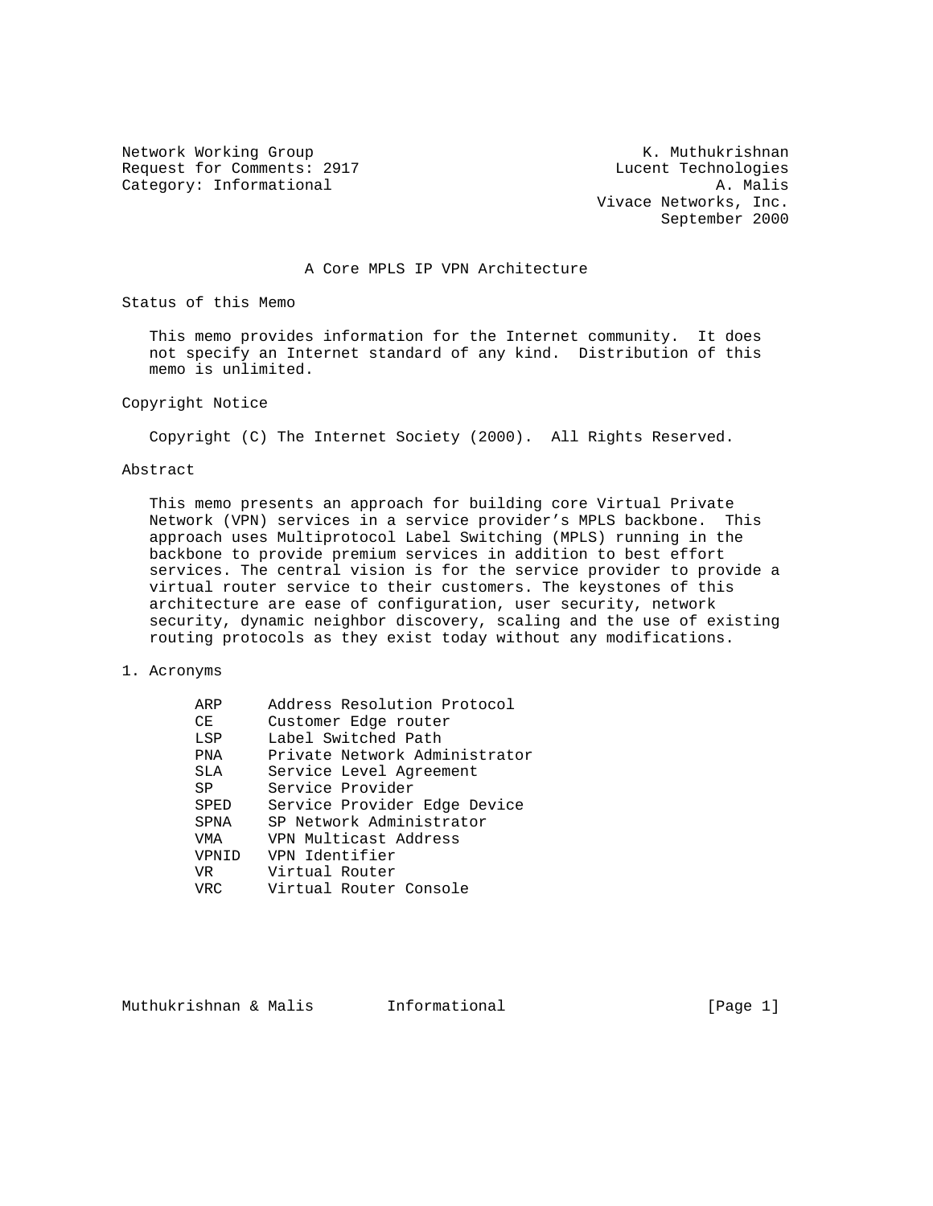Network Working Group K. Muthukrishnan
Request for Comments: 2917 Lucent Technologies
Category: Informational A. Malis
Vivace Networks, Inc.
September 2000

# A Core MPLS IP VPN Architecture

## Status of this Memo

This memo provides information for the Internet community. It does not specify an Internet standard of any kind. Distribution of this memo is unlimited.

## Copyright Notice

Copyright (C) The Internet Society (2000). All Rights Reserved.

## Abstract

This memo presents an approach for building core Virtual Private Network (VPN) services in a service provider's MPLS backbone. This approach uses Multiprotocol Label Switching (MPLS) running in the backbone to provide premium services in addition to best effort services. The central vision is for the service provider to provide a virtual router service to their customers. The keystones of this architecture are ease of configuration, user security, network security, dynamic neighbor discovery, scaling and the use of existing routing protocols as they exist today without any modifications.

## 1. Acronyms

| Acronym | Meaning |
| --- | --- |
| ARP | Address Resolution Protocol |
| CE | Customer Edge router |
| LSP | Label Switched Path |
| PNA | Private Network Administrator |
| SLA | Service Level Agreement |
| SP | Service Provider |
| SPED | Service Provider Edge Device |
| SPNA | SP Network Administrator |
| VMA | VPN Multicast Address |
| VPNID | VPN Identifier |
| VR | Virtual Router |
| VRC | Virtual Router Console |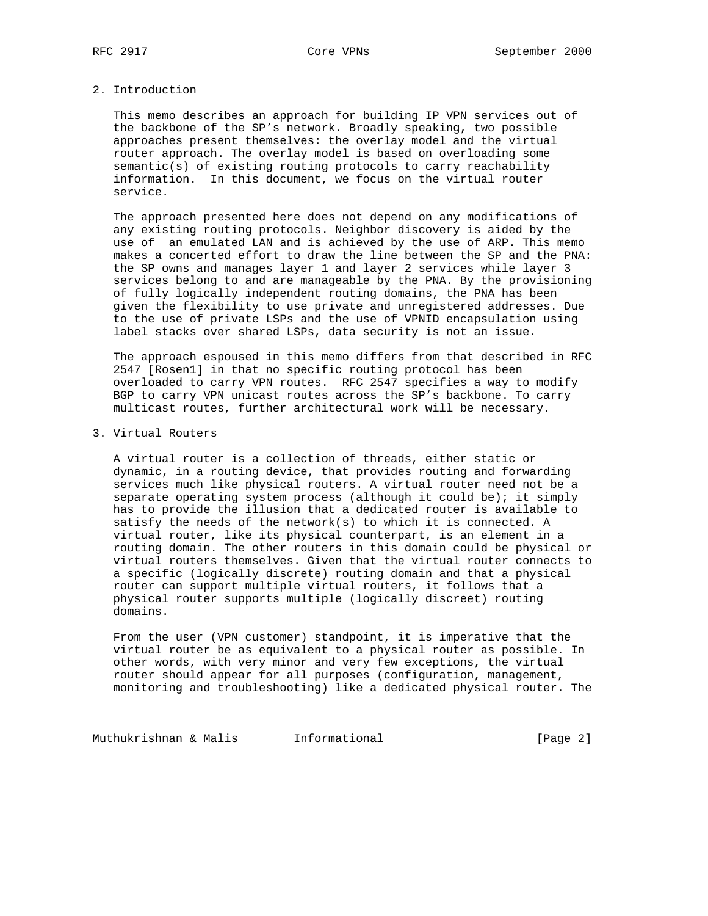## 2. Introduction

This memo describes an approach for building IP VPN services out of the backbone of the SP's network. Broadly speaking, two possible approaches present themselves: the overlay model and the virtual router approach. The overlay model is based on overloading some semantic(s) of existing routing protocols to carry reachability information. In this document, we focus on the virtual router service.

The approach presented here does not depend on any modifications of any existing routing protocols. Neighbor discovery is aided by the use of an emulated LAN and is achieved by the use of ARP. This memo makes a concerted effort to draw the line between the SP and the PNA: the SP owns and manages layer 1 and layer 2 services while layer 3 services belong to and are manageable by the PNA. By the provisioning of fully logically independent routing domains, the PNA has been given the flexibility to use private and unregistered addresses. Due to the use of private LSPs and the use of VPNID encapsulation using label stacks over shared LSPs, data security is not an issue.

The approach espoused in this memo differs from that described in RFC 2547 [Rosen1] in that no specific routing protocol has been overloaded to carry VPN routes. RFC 2547 specifies a way to modify BGP to carry VPN unicast routes across the SP's backbone. To carry multicast routes, further architectural work will be necessary.

## 3. Virtual Routers

A virtual router is a collection of threads, either static or dynamic, in a routing device, that provides routing and forwarding services much like physical routers. A virtual router need not be a separate operating system process (although it could be); it simply has to provide the illusion that a dedicated router is available to satisfy the needs of the network(s) to which it is connected. A virtual router, like its physical counterpart, is an element in a routing domain. The other routers in this domain could be physical or virtual routers themselves. Given that the virtual router connects to a specific (logically discrete) routing domain and that a physical router can support multiple virtual routers, it follows that a physical router supports multiple (logically discreet) routing domains.

From the user (VPN customer) standpoint, it is imperative that the virtual router be as equivalent to a physical router as possible. In other words, with very minor and very few exceptions, the virtual router should appear for all purposes (configuration, management, monitoring and troubleshooting) like a dedicated physical router. The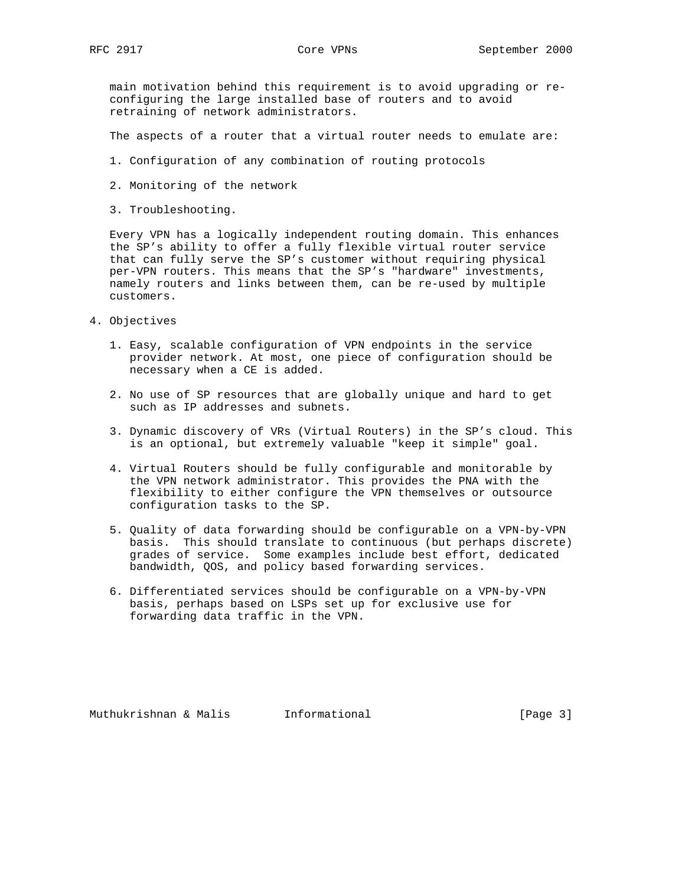main motivation behind this requirement is to avoid upgrading or re-configuring the large installed base of routers and to avoid retraining of network administrators.

The aspects of a router that a virtual router needs to emulate are:

1. Configuration of any combination of routing protocols

2. Monitoring of the network

3. Troubleshooting.

Every VPN has a logically independent routing domain. This enhances the SP's ability to offer a fully flexible virtual router service that can fully serve the SP's customer without requiring physical per-VPN routers. This means that the SP's "hardware" investments, namely routers and links between them, can be re-used by multiple customers.

## 4. Objectives

1. Easy, scalable configuration of VPN endpoints in the service provider network. At most, one piece of configuration should be necessary when a CE is added.

2. No use of SP resources that are globally unique and hard to get such as IP addresses and subnets.

3. Dynamic discovery of VRs (Virtual Routers) in the SP's cloud. This is an optional, but extremely valuable "keep it simple" goal.

4. Virtual Routers should be fully configurable and monitorable by the VPN network administrator. This provides the PNA with the flexibility to either configure the VPN themselves or outsource configuration tasks to the SP.

5. Quality of data forwarding should be configurable on a VPN-by-VPN basis. This should translate to continuous (but perhaps discrete) grades of service. Some examples include best effort, dedicated bandwidth, QOS, and policy based forwarding services.

6. Differentiated services should be configurable on a VPN-by-VPN basis, perhaps based on LSPs set up for exclusive use for forwarding data traffic in the VPN.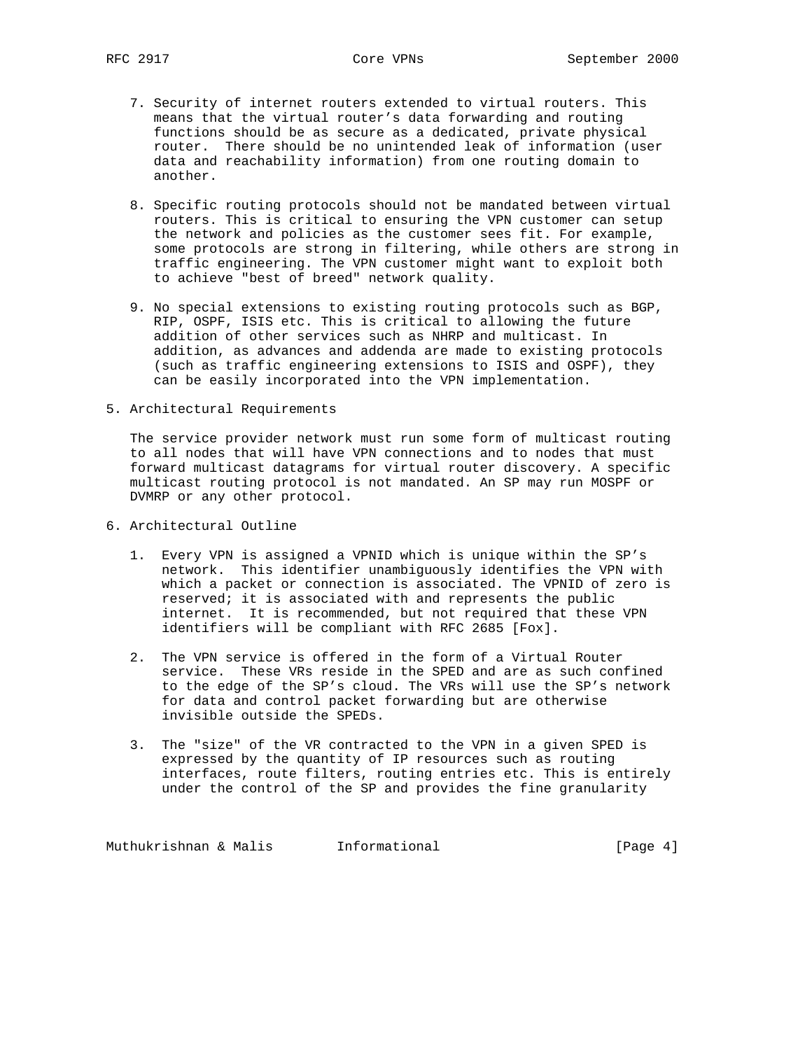7. Security of internet routers extended to virtual routers. This means that the virtual router's data forwarding and routing functions should be as secure as a dedicated, private physical router. There should be no unintended leak of information (user data and reachability information) from one routing domain to another.

8. Specific routing protocols should not be mandated between virtual routers. This is critical to ensuring the VPN customer can setup the network and policies as the customer sees fit. For example, some protocols are strong in filtering, while others are strong in traffic engineering. The VPN customer might want to exploit both to achieve "best of breed" network quality.

9. No special extensions to existing routing protocols such as BGP, RIP, OSPF, ISIS etc. This is critical to allowing the future addition of other services such as NHRP and multicast. In addition, as advances and addenda are made to existing protocols (such as traffic engineering extensions to ISIS and OSPF), they can be easily incorporated into the VPN implementation.

## 5. Architectural Requirements

The service provider network must run some form of multicast routing to all nodes that will have VPN connections and to nodes that must forward multicast datagrams for virtual router discovery. A specific multicast routing protocol is not mandated. An SP may run MOSPF or DVMRP or any other protocol.

## 6. Architectural Outline

1. Every VPN is assigned a VPNID which is unique within the SP's network. This identifier unambiguously identifies the VPN with which a packet or connection is associated. The VPNID of zero is reserved; it is associated with and represents the public internet. It is recommended, but not required that these VPN identifiers will be compliant with RFC 2685 [Fox].

2. The VPN service is offered in the form of a Virtual Router service. These VRs reside in the SPED and are as such confined to the edge of the SP's cloud. The VRs will use the SP's network for data and control packet forwarding but are otherwise invisible outside the SPEDs.

3. The "size" of the VR contracted to the VPN in a given SPED is expressed by the quantity of IP resources such as routing interfaces, route filters, routing entries etc. This is entirely under the control of the SP and provides the fine granularity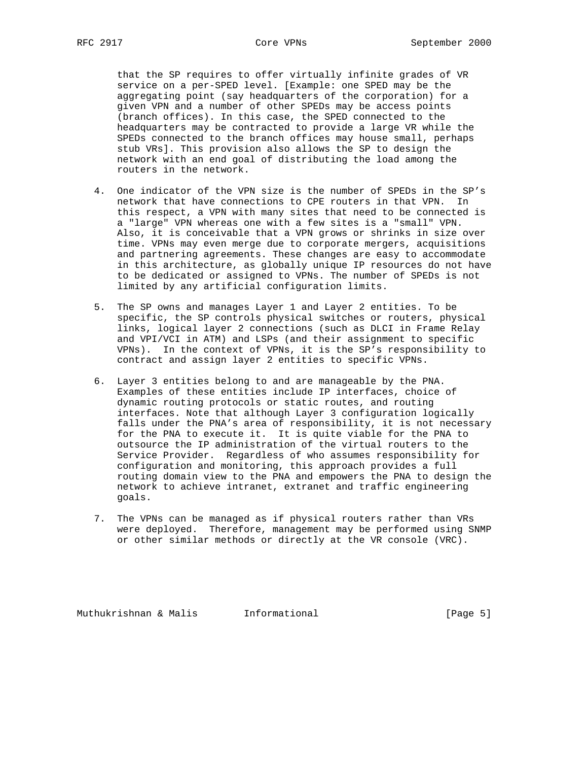that the SP requires to offer virtually infinite grades of VR service on a per-SPED level. [Example: one SPED may be the aggregating point (say headquarters of the corporation) for a given VPN and a number of other SPEDs may be access points (branch offices). In this case, the SPED connected to the headquarters may be contracted to provide a large VR while the SPEDs connected to the branch offices may house small, perhaps stub VRs]. This provision also allows the SP to design the network with an end goal of distributing the load among the routers in the network.

4. One indicator of the VPN size is the number of SPEDs in the SP's network that have connections to CPE routers in that VPN. In this respect, a VPN with many sites that need to be connected is a "large" VPN whereas one with a few sites is a "small" VPN. Also, it is conceivable that a VPN grows or shrinks in size over time. VPNs may even merge due to corporate mergers, acquisitions and partnering agreements. These changes are easy to accommodate in this architecture, as globally unique IP resources do not have to be dedicated or assigned to VPNs. The number of SPEDs is not limited by any artificial configuration limits.

5. The SP owns and manages Layer 1 and Layer 2 entities. To be specific, the SP controls physical switches or routers, physical links, logical layer 2 connections (such as DLCI in Frame Relay and VPI/VCI in ATM) and LSPs (and their assignment to specific VPNs). In the context of VPNs, it is the SP's responsibility to contract and assign layer 2 entities to specific VPNs.

6. Layer 3 entities belong to and are manageable by the PNA. Examples of these entities include IP interfaces, choice of dynamic routing protocols or static routes, and routing interfaces. Note that although Layer 3 configuration logically falls under the PNA's area of responsibility, it is not necessary for the PNA to execute it. It is quite viable for the PNA to outsource the IP administration of the virtual routers to the Service Provider. Regardless of who assumes responsibility for configuration and monitoring, this approach provides a full routing domain view to the PNA and empowers the PNA to design the network to achieve intranet, extranet and traffic engineering goals.

7. The VPNs can be managed as if physical routers rather than VRs were deployed. Therefore, management may be performed using SNMP or other similar methods or directly at the VR console (VRC).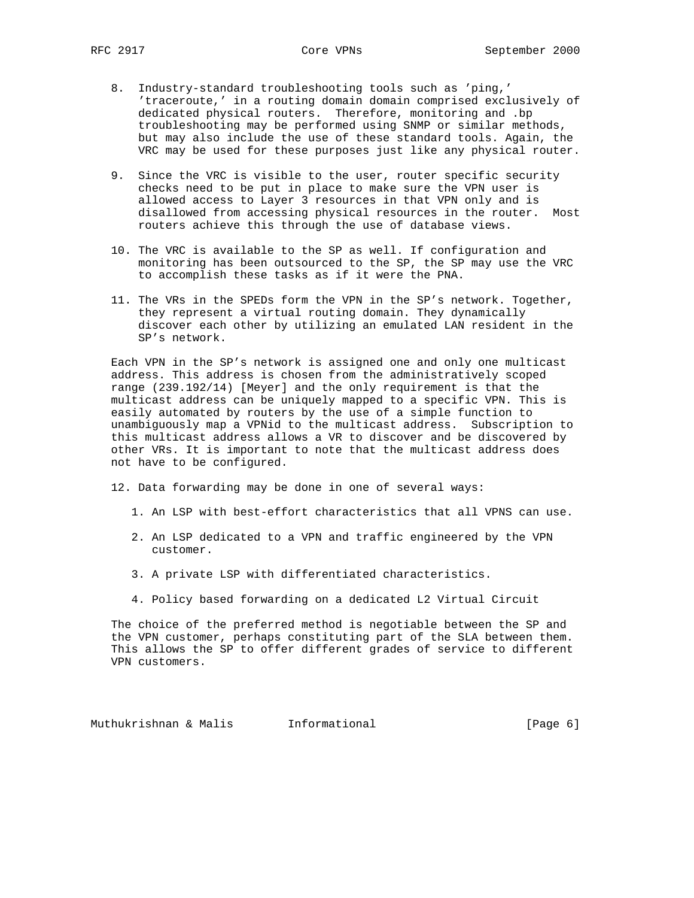8. Industry-standard troubleshooting tools such as 'ping,' 'traceroute,' in a routing domain domain comprised exclusively of dedicated physical routers. Therefore, monitoring and .bp troubleshooting may be performed using SNMP or similar methods, but may also include the use of these standard tools. Again, the VRC may be used for these purposes just like any physical router.

9. Since the VRC is visible to the user, router specific security checks need to be put in place to make sure the VPN user is allowed access to Layer 3 resources in that VPN only and is disallowed from accessing physical resources in the router. Most routers achieve this through the use of database views.

10. The VRC is available to the SP as well. If configuration and monitoring has been outsourced to the SP, the SP may use the VRC to accomplish these tasks as if it were the PNA.

11. The VRs in the SPEDs form the VPN in the SP's network. Together, they represent a virtual routing domain. They dynamically discover each other by utilizing an emulated LAN resident in the SP's network.

Each VPN in the SP's network is assigned one and only one multicast address. This address is chosen from the administratively scoped range (239.192/14) [Meyer] and the only requirement is that the multicast address can be uniquely mapped to a specific VPN. This is easily automated by routers by the use of a simple function to unambiguously map a VPNid to the multicast address. Subscription to this multicast address allows a VR to discover and be discovered by other VRs. It is important to note that the multicast address does not have to be configured.

12. Data forwarding may be done in one of several ways:

    1. An LSP with best-effort characteristics that all VPNS can use.

    2. An LSP dedicated to a VPN and traffic engineered by the VPN customer.

    3. A private LSP with differentiated characteristics.

    4. Policy based forwarding on a dedicated L2 Virtual Circuit

The choice of the preferred method is negotiable between the SP and the VPN customer, perhaps constituting part of the SLA between them. This allows the SP to offer different grades of service to different VPN customers.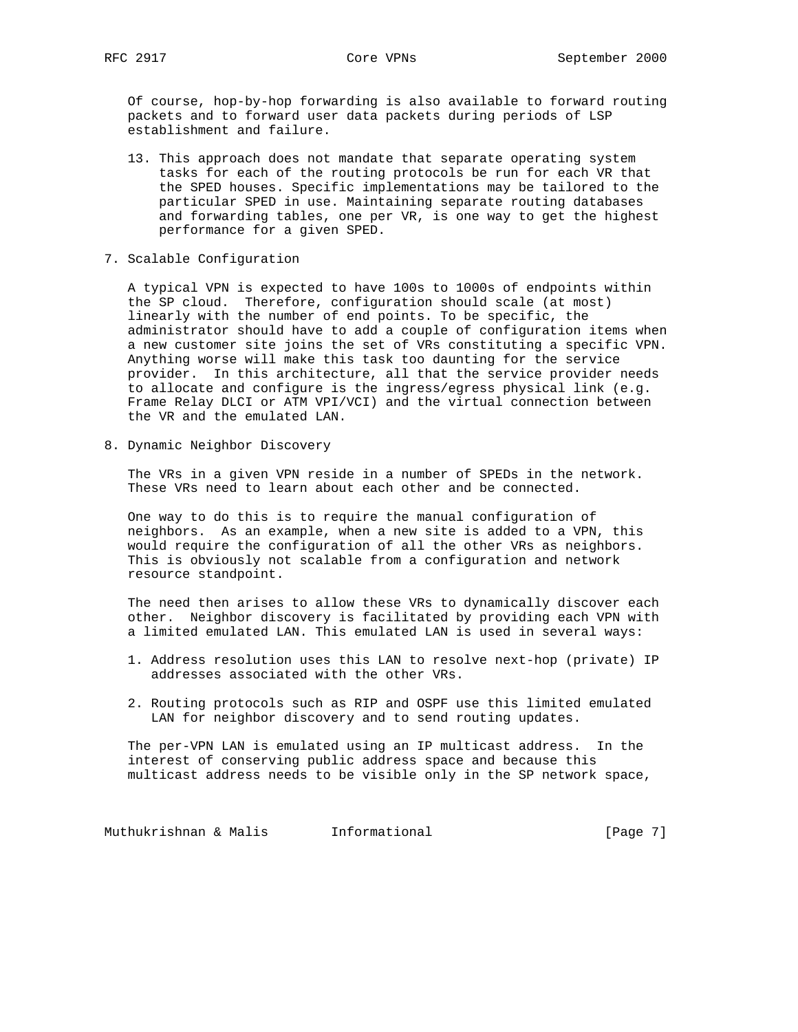Of course, hop-by-hop forwarding is also available to forward routing packets and to forward user data packets during periods of LSP establishment and failure.

13. This approach does not mandate that separate operating system tasks for each of the routing protocols be run for each VR that the SPED houses. Specific implementations may be tailored to the particular SPED in use. Maintaining separate routing databases and forwarding tables, one per VR, is one way to get the highest performance for a given SPED.

## 7. Scalable Configuration

A typical VPN is expected to have 100s to 1000s of endpoints within the SP cloud. Therefore, configuration should scale (at most) linearly with the number of end points. To be specific, the administrator should have to add a couple of configuration items when a new customer site joins the set of VRs constituting a specific VPN. Anything worse will make this task too daunting for the service provider. In this architecture, all that the service provider needs to allocate and configure is the ingress/egress physical link (e.g. Frame Relay DLCI or ATM VPI/VCI) and the virtual connection between the VR and the emulated LAN.

## 8. Dynamic Neighbor Discovery

The VRs in a given VPN reside in a number of SPEDs in the network. These VRs need to learn about each other and be connected.

One way to do this is to require the manual configuration of neighbors. As an example, when a new site is added to a VPN, this would require the configuration of all the other VRs as neighbors. This is obviously not scalable from a configuration and network resource standpoint.

The need then arises to allow these VRs to dynamically discover each other. Neighbor discovery is facilitated by providing each VPN with a limited emulated LAN. This emulated LAN is used in several ways:

1. Address resolution uses this LAN to resolve next-hop (private) IP addresses associated with the other VRs.

2. Routing protocols such as RIP and OSPF use this limited emulated LAN for neighbor discovery and to send routing updates.

The per-VPN LAN is emulated using an IP multicast address. In the interest of conserving public address space and because this multicast address needs to be visible only in the SP network space,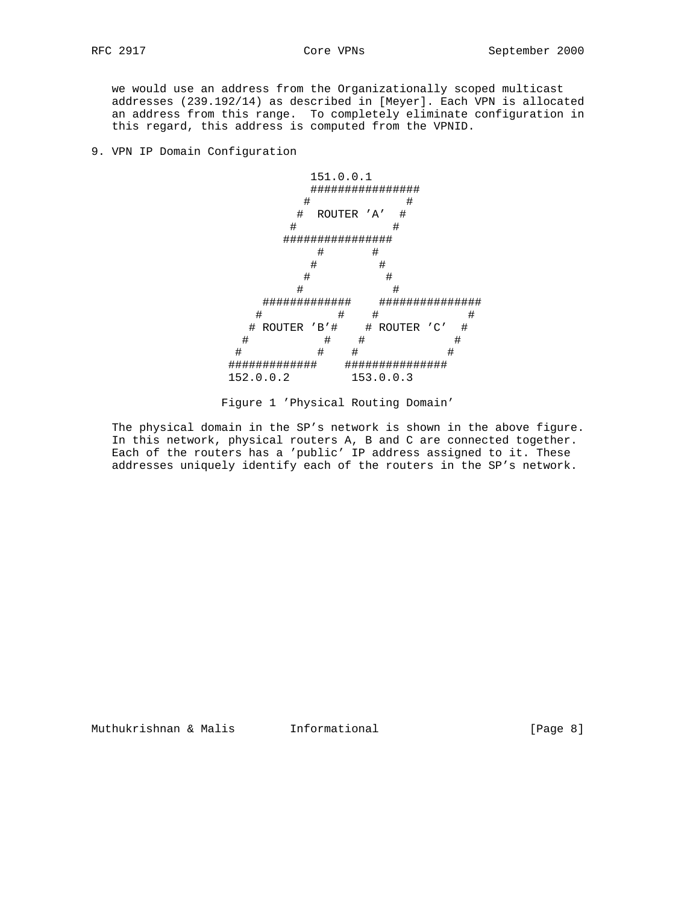we would use an address from the Organizationally scoped multicast addresses (239.192/14) as described in [Meyer]. Each VPN is allocated an address from this range. To completely eliminate configuration in this regard, this address is computed from the VPNID.

## 9. VPN IP Domain Configuration

```
                      151.0.0.1
                      ################
                     #              #
                    #  ROUTER 'A'  #
                   #              #
                  ################
                      #       #
                     #         #
                    #           #
                   #             #
              #############    ###############
             #           #    #              #
            # ROUTER 'B'#    # ROUTER 'C'  #
           #           #    #             #
          #           #    #             #
         #############    ###############
         152.0.0.2         153.0.0.3
```

Figure 1 'Physical Routing Domain'

The physical domain in the SP's network is shown in the above figure. In this network, physical routers A, B and C are connected together. Each of the routers has a 'public' IP address assigned to it. These addresses uniquely identify each of the routers in the SP's network.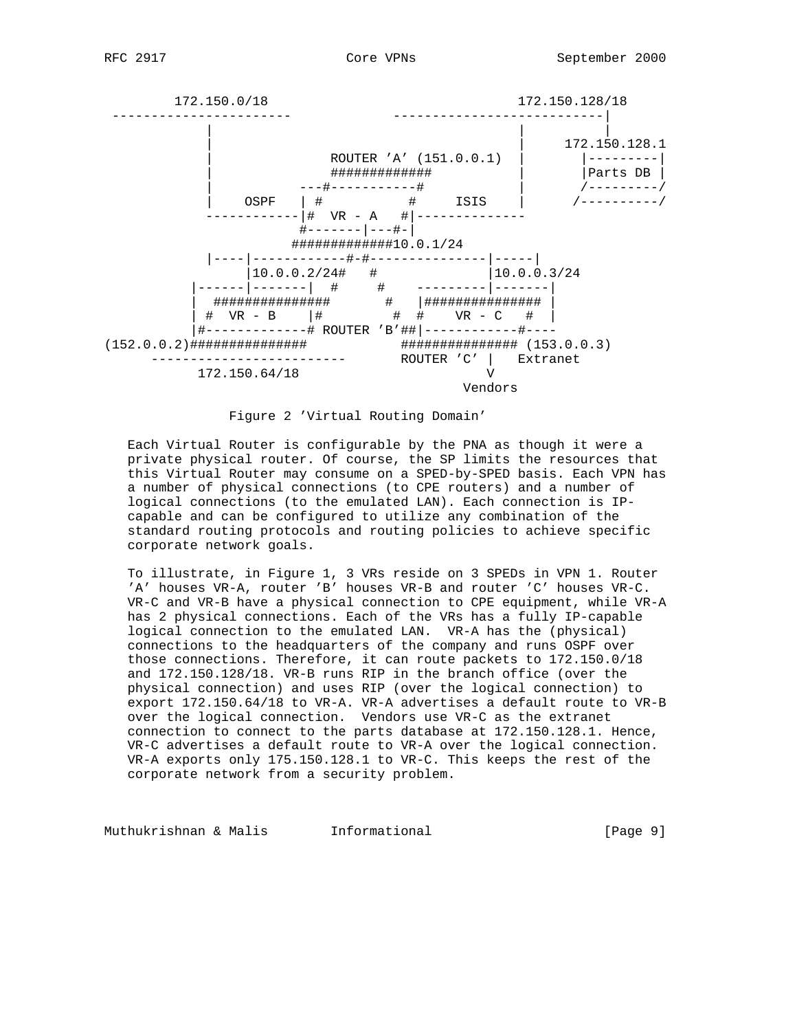```
         172.150.0/18                                   172.150.128/18
  -----------------------          ----------------------------|
             |                                           |     |
             |                                           |    172.150.128.1
             |                ROUTER 'A' (151.0.0.1)     |     |---------|
             |                #############              |     |Parts DB |
             |            ---#-----------#               |     /---------/
             |    OSPF    | #           #     ISIS       |    /----------/
             ------------|#  VR - A   #|--------------
                         #-------|---#-|
                        #############10.0.1/24
             |----|------------#-#---------------|-----|
                  |10.0.0.2/24#   #              |10.0.0.3/24
           |------|-------|  #     #    ---------|-------|
           |  ###############       #   |############### |
           | #  VR - B    |#         #  #    VR - C   #  |
           |#-------------# ROUTER 'B'##|------------#----
(152.0.0.2)###############            ############### (153.0.0.3)
      -------------------------       ROUTER 'C' |   Extranet
          172.150.64/18                          V
                                              Vendors
```

Figure 2 'Virtual Routing Domain'

Each Virtual Router is configurable by the PNA as though it were a private physical router. Of course, the SP limits the resources that this Virtual Router may consume on a SPED-by-SPED basis. Each VPN has a number of physical connections (to CPE routers) and a number of logical connections (to the emulated LAN). Each connection is IP-capable and can be configured to utilize any combination of the standard routing protocols and routing policies to achieve specific corporate network goals.

To illustrate, in Figure 1, 3 VRs reside on 3 SPEDs in VPN 1. Router 'A' houses VR-A, router 'B' houses VR-B and router 'C' houses VR-C. VR-C and VR-B have a physical connection to CPE equipment, while VR-A has 2 physical connections. Each of the VRs has a fully IP-capable logical connection to the emulated LAN. VR-A has the (physical) connections to the headquarters of the company and runs OSPF over those connections. Therefore, it can route packets to 172.150.0/18 and 172.150.128/18. VR-B runs RIP in the branch office (over the physical connection) and uses RIP (over the logical connection) to export 172.150.64/18 to VR-A. VR-A advertises a default route to VR-B over the logical connection. Vendors use VR-C as the extranet connection to connect to the parts database at 172.150.128.1. Hence, VR-C advertises a default route to VR-A over the logical connection. VR-A exports only 175.150.128.1 to VR-C. This keeps the rest of the corporate network from a security problem.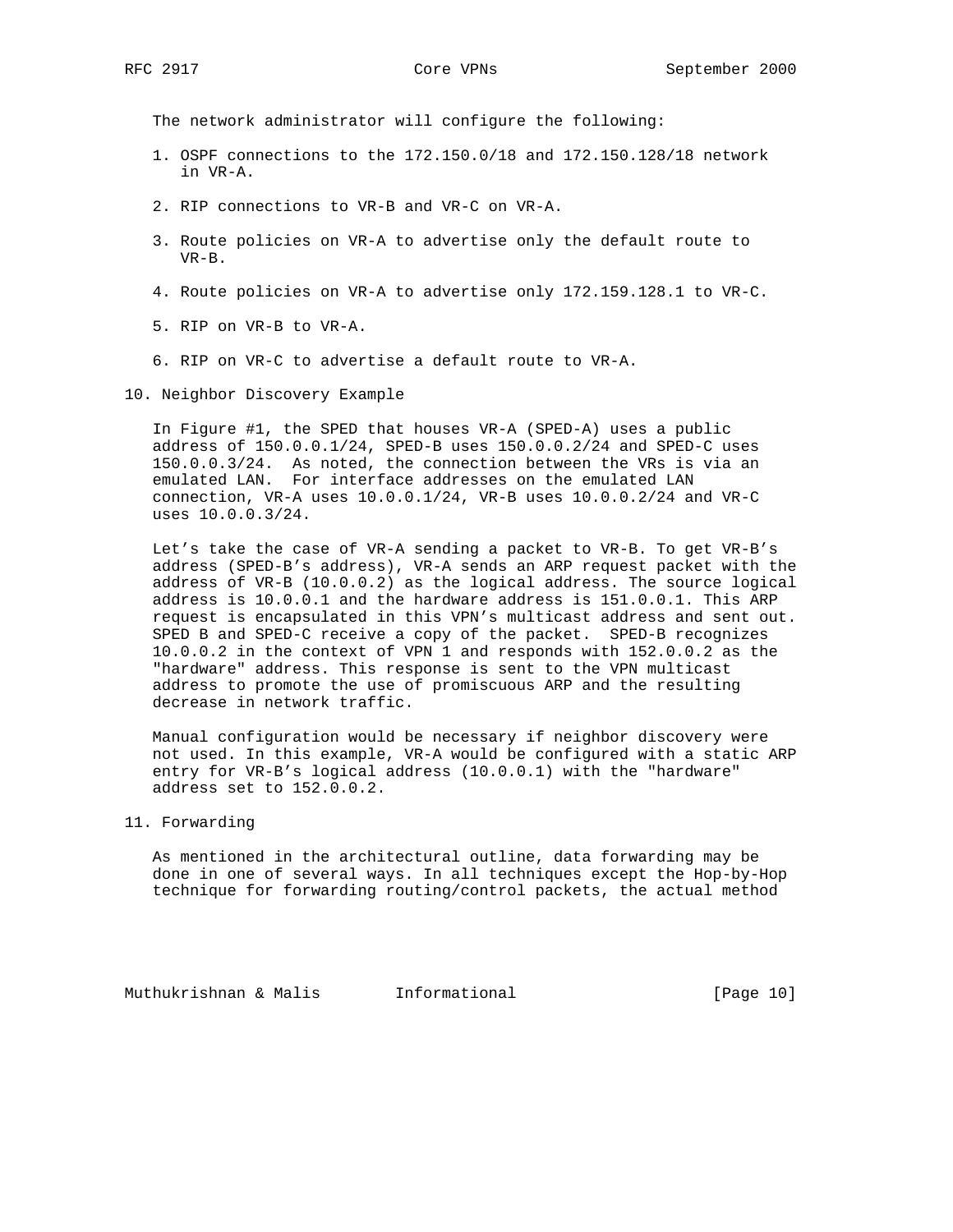The network administrator will configure the following:

1. OSPF connections to the 172.150.0/18 and 172.150.128/18 network in VR-A.

2. RIP connections to VR-B and VR-C on VR-A.

3. Route policies on VR-A to advertise only the default route to VR-B.

4. Route policies on VR-A to advertise only 172.159.128.1 to VR-C.

5. RIP on VR-B to VR-A.

6. RIP on VR-C to advertise a default route to VR-A.

## 10. Neighbor Discovery Example

In Figure #1, the SPED that houses VR-A (SPED-A) uses a public address of 150.0.0.1/24, SPED-B uses 150.0.0.2/24 and SPED-C uses 150.0.0.3/24. As noted, the connection between the VRs is via an emulated LAN. For interface addresses on the emulated LAN connection, VR-A uses 10.0.0.1/24, VR-B uses 10.0.0.2/24 and VR-C uses 10.0.0.3/24.

Let's take the case of VR-A sending a packet to VR-B. To get VR-B's address (SPED-B's address), VR-A sends an ARP request packet with the address of VR-B (10.0.0.2) as the logical address. The source logical address is 10.0.0.1 and the hardware address is 151.0.0.1. This ARP request is encapsulated in this VPN's multicast address and sent out. SPED B and SPED-C receive a copy of the packet. SPED-B recognizes 10.0.0.2 in the context of VPN 1 and responds with 152.0.0.2 as the "hardware" address. This response is sent to the VPN multicast address to promote the use of promiscuous ARP and the resulting decrease in network traffic.

Manual configuration would be necessary if neighbor discovery were not used. In this example, VR-A would be configured with a static ARP entry for VR-B's logical address (10.0.0.1) with the "hardware" address set to 152.0.0.2.

## 11. Forwarding

As mentioned in the architectural outline, data forwarding may be done in one of several ways. In all techniques except the Hop-by-Hop technique for forwarding routing/control packets, the actual method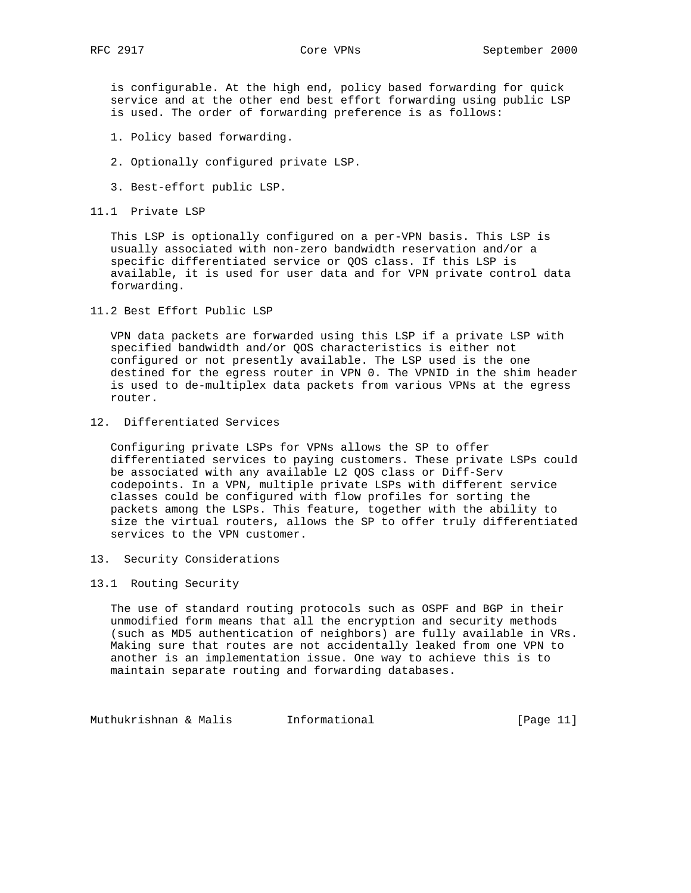is configurable. At the high end, policy based forwarding for quick service and at the other end best effort forwarding using public LSP is used. The order of forwarding preference is as follows:

1. Policy based forwarding.
2. Optionally configured private LSP.
3. Best-effort public LSP.

### 11.1 Private LSP

This LSP is optionally configured on a per-VPN basis. This LSP is usually associated with non-zero bandwidth reservation and/or a specific differentiated service or QOS class. If this LSP is available, it is used for user data and for VPN private control data forwarding.

### 11.2 Best Effort Public LSP

VPN data packets are forwarded using this LSP if a private LSP with specified bandwidth and/or QOS characteristics is either not configured or not presently available. The LSP used is the one destined for the egress router in VPN 0. The VPNID in the shim header is used to de-multiplex data packets from various VPNs at the egress router.

## 12. Differentiated Services

Configuring private LSPs for VPNs allows the SP to offer differentiated services to paying customers. These private LSPs could be associated with any available L2 QOS class or Diff-Serv codepoints. In a VPN, multiple private LSPs with different service classes could be configured with flow profiles for sorting the packets among the LSPs. This feature, together with the ability to size the virtual routers, allows the SP to offer truly differentiated services to the VPN customer.

## 13. Security Considerations

### 13.1 Routing Security

The use of standard routing protocols such as OSPF and BGP in their unmodified form means that all the encryption and security methods (such as MD5 authentication of neighbors) are fully available in VRs. Making sure that routes are not accidentally leaked from one VPN to another is an implementation issue. One way to achieve this is to maintain separate routing and forwarding databases.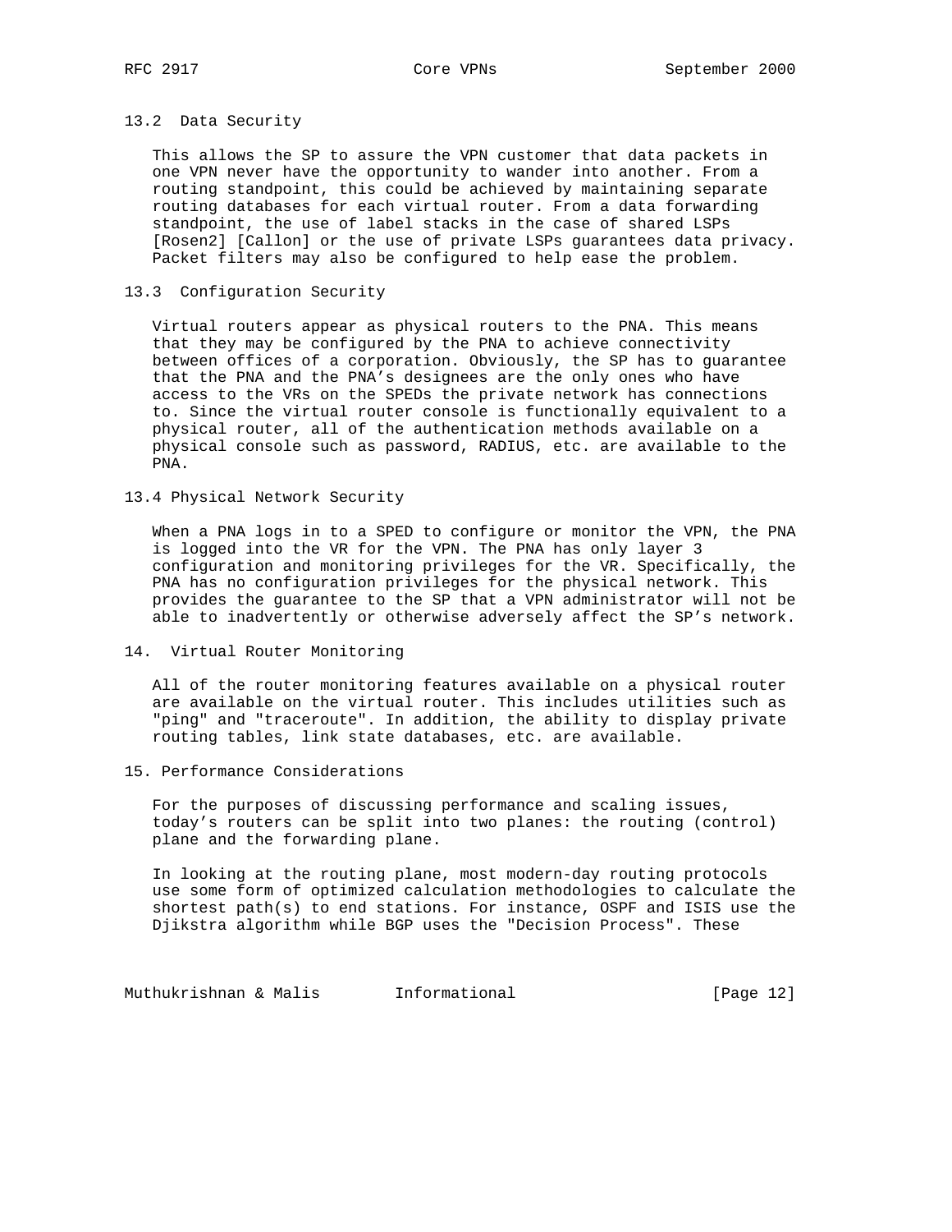### 13.2 Data Security

This allows the SP to assure the VPN customer that data packets in one VPN never have the opportunity to wander into another. From a routing standpoint, this could be achieved by maintaining separate routing databases for each virtual router. From a data forwarding standpoint, the use of label stacks in the case of shared LSPs [Rosen2] [Callon] or the use of private LSPs guarantees data privacy. Packet filters may also be configured to help ease the problem.

### 13.3 Configuration Security

Virtual routers appear as physical routers to the PNA. This means that they may be configured by the PNA to achieve connectivity between offices of a corporation. Obviously, the SP has to guarantee that the PNA and the PNA's designees are the only ones who have access to the VRs on the SPEDs the private network has connections to. Since the virtual router console is functionally equivalent to a physical router, all of the authentication methods available on a physical console such as password, RADIUS, etc. are available to the PNA.

### 13.4 Physical Network Security

When a PNA logs in to a SPED to configure or monitor the VPN, the PNA is logged into the VR for the VPN. The PNA has only layer 3 configuration and monitoring privileges for the VR. Specifically, the PNA has no configuration privileges for the physical network. This provides the guarantee to the SP that a VPN administrator will not be able to inadvertently or otherwise adversely affect the SP's network.

## 14. Virtual Router Monitoring

All of the router monitoring features available on a physical router are available on the virtual router. This includes utilities such as "ping" and "traceroute". In addition, the ability to display private routing tables, link state databases, etc. are available.

## 15. Performance Considerations

For the purposes of discussing performance and scaling issues, today's routers can be split into two planes: the routing (control) plane and the forwarding plane.

In looking at the routing plane, most modern-day routing protocols use some form of optimized calculation methodologies to calculate the shortest path(s) to end stations. For instance, OSPF and ISIS use the Djikstra algorithm while BGP uses the "Decision Process". These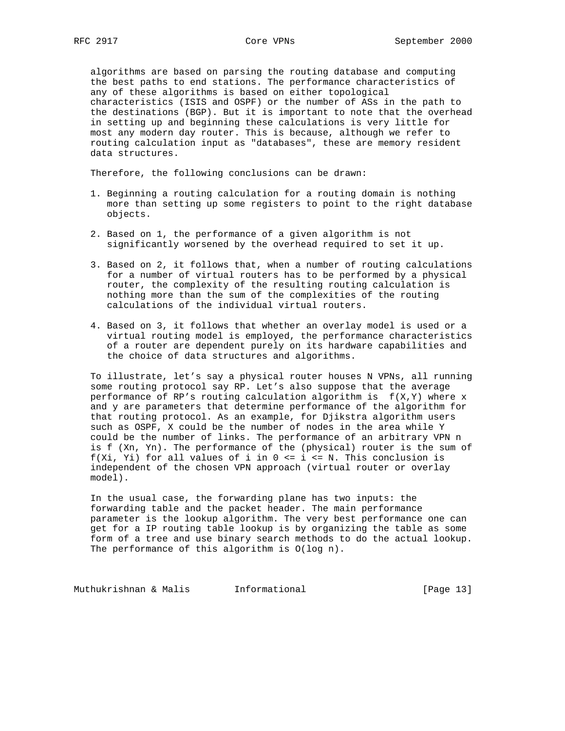algorithms are based on parsing the routing database and computing the best paths to end stations. The performance characteristics of any of these algorithms is based on either topological characteristics (ISIS and OSPF) or the number of ASs in the path to the destinations (BGP). But it is important to note that the overhead in setting up and beginning these calculations is very little for most any modern day router. This is because, although we refer to routing calculation input as "databases", these are memory resident data structures.

Therefore, the following conclusions can be drawn:

1. Beginning a routing calculation for a routing domain is nothing more than setting up some registers to point to the right database objects.

2. Based on 1, the performance of a given algorithm is not significantly worsened by the overhead required to set it up.

3. Based on 2, it follows that, when a number of routing calculations for a number of virtual routers has to be performed by a physical router, the complexity of the resulting routing calculation is nothing more than the sum of the complexities of the routing calculations of the individual virtual routers.

4. Based on 3, it follows that whether an overlay model is used or a virtual routing model is employed, the performance characteristics of a router are dependent purely on its hardware capabilities and the choice of data structures and algorithms.

To illustrate, let’s say a physical router houses N VPNs, all running some routing protocol say RP. Let’s also suppose that the average performance of RP’s routing calculation algorithm is $f(X,Y)$ where x and y are parameters that determine performance of the algorithm for that routing protocol. As an example, for Djikstra algorithm users such as OSPF, X could be the number of nodes in the area while Y could be the number of links. The performance of an arbitrary VPN n is $f(X_n, Y_n)$. The performance of the (physical) router is the sum of $f(X_i, Y_i)$ for all values of i in $0 <= i <= N$. This conclusion is independent of the chosen VPN approach (virtual router or overlay model).

In the usual case, the forwarding plane has two inputs: the forwarding table and the packet header. The main performance parameter is the lookup algorithm. The very best performance one can get for a IP routing table lookup is by organizing the table as some form of a tree and use binary search methods to do the actual lookup. The performance of this algorithm is $O(\log n)$.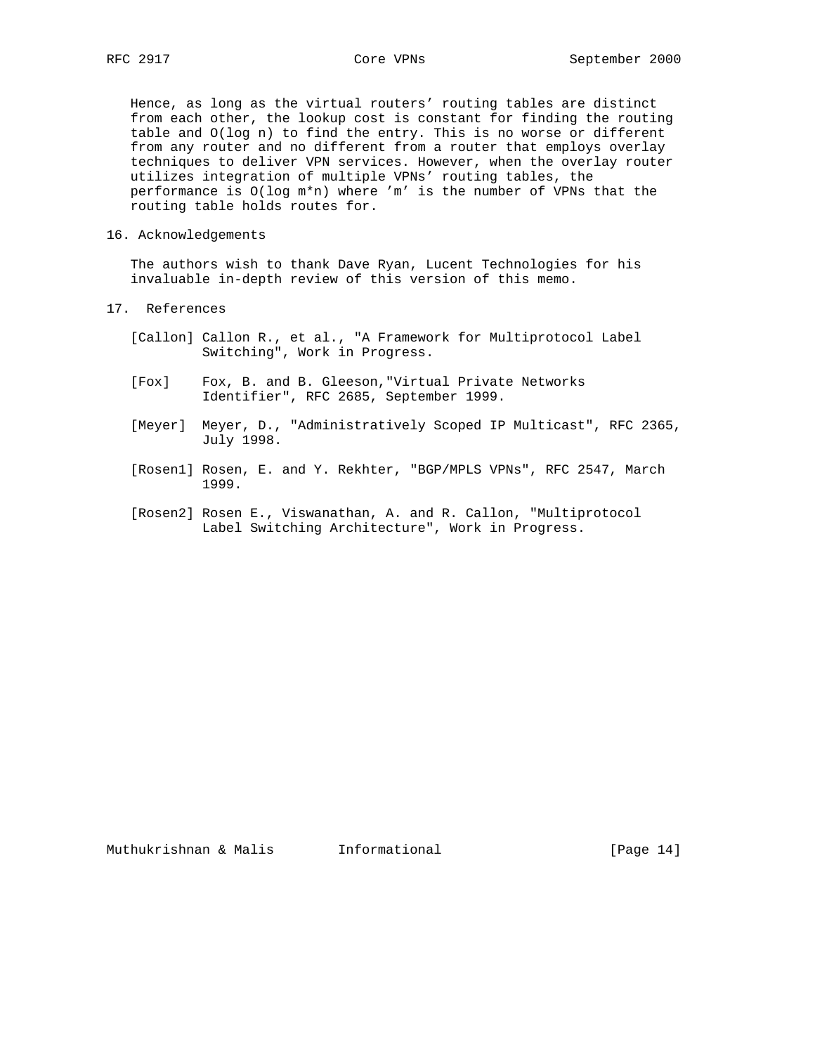Hence, as long as the virtual routers' routing tables are distinct from each other, the lookup cost is constant for finding the routing table and $O(\log n)$ to find the entry. This is no worse or different from any router and no different from a router that employs overlay techniques to deliver VPN services. However, when the overlay router utilizes integration of multiple VPNs' routing tables, the performance is $O(\log m*n)$ where 'm' is the number of VPNs that the routing table holds routes for.

## 16. Acknowledgements

The authors wish to thank Dave Ryan, Lucent Technologies for his invaluable in-depth review of this version of this memo.

## 17. References

[Callon] Callon R., et al., "A Framework for Multiprotocol Label Switching", Work in Progress.

[Fox] Fox, B. and B. Gleeson,"Virtual Private Networks Identifier", RFC 2685, September 1999.

[Meyer] Meyer, D., "Administratively Scoped IP Multicast", RFC 2365, July 1998.

[Rosen1] Rosen, E. and Y. Rekhter, "BGP/MPLS VPNs", RFC 2547, March 1999.

[Rosen2] Rosen E., Viswanathan, A. and R. Callon, "Multiprotocol Label Switching Architecture", Work in Progress.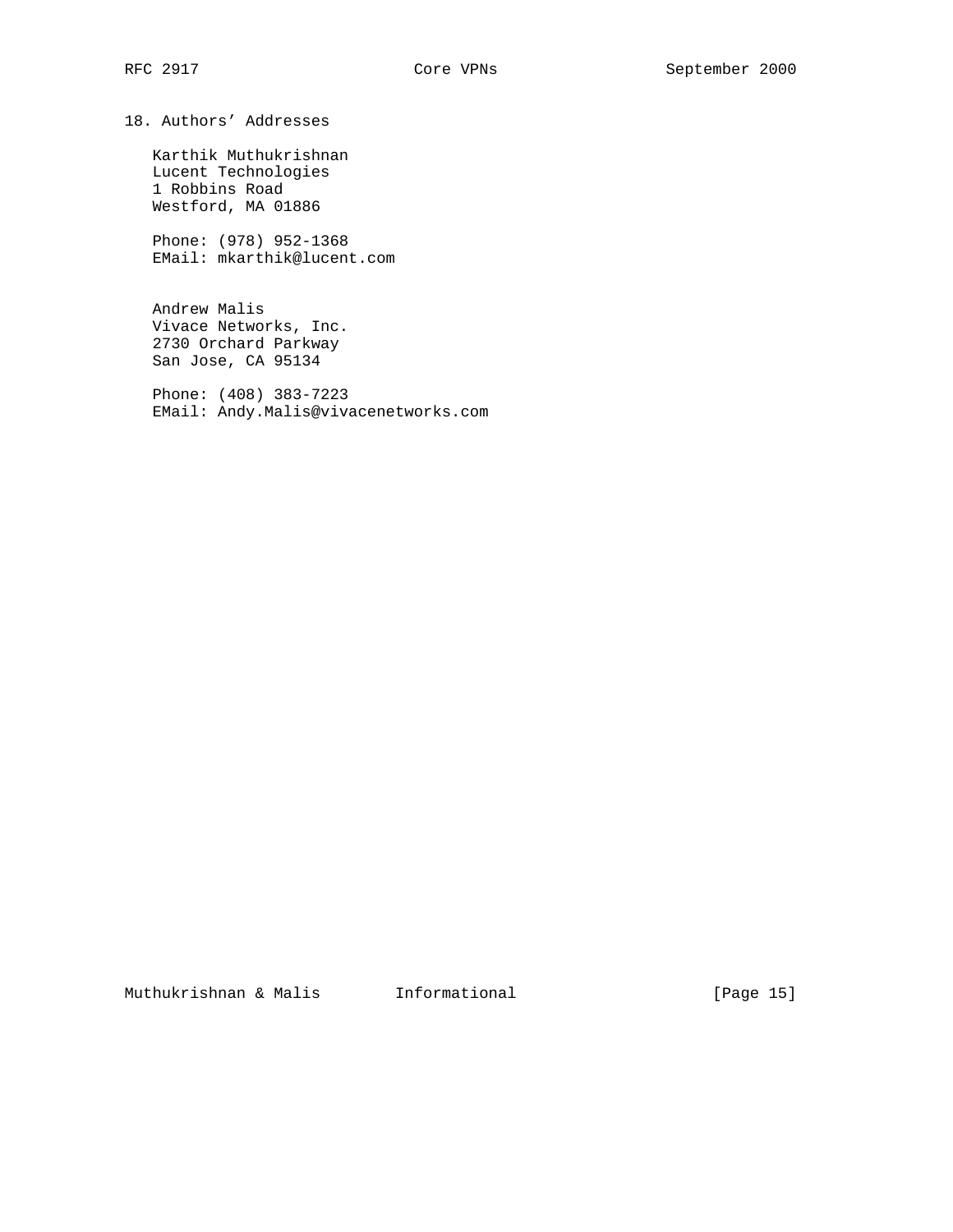## 18. Authors' Addresses

Karthik Muthukrishnan
Lucent Technologies
1 Robbins Road
Westford, MA 01886

Phone: (978) 952-1368
EMail: mkarthik@lucent.com

Andrew Malis
Vivace Networks, Inc.
2730 Orchard Parkway
San Jose, CA 95134

Phone: (408) 383-7223
EMail: Andy.Malis@vivacenetworks.com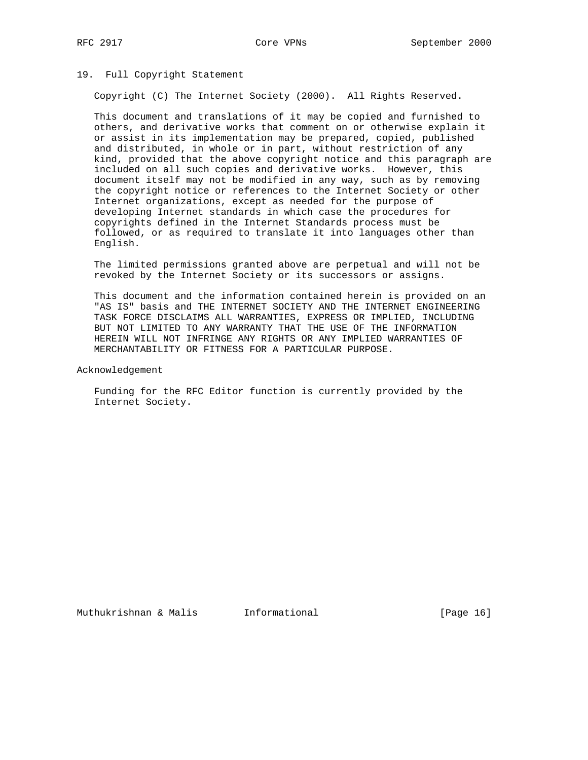## 19. Full Copyright Statement

Copyright (C) The Internet Society (2000). All Rights Reserved.

This document and translations of it may be copied and furnished to others, and derivative works that comment on or otherwise explain it or assist in its implementation may be prepared, copied, published and distributed, in whole or in part, without restriction of any kind, provided that the above copyright notice and this paragraph are included on all such copies and derivative works. However, this document itself may not be modified in any way, such as by removing the copyright notice or references to the Internet Society or other Internet organizations, except as needed for the purpose of developing Internet standards in which case the procedures for copyrights defined in the Internet Standards process must be followed, or as required to translate it into languages other than English.

The limited permissions granted above are perpetual and will not be revoked by the Internet Society or its successors or assigns.

This document and the information contained herein is provided on an "AS IS" basis and THE INTERNET SOCIETY AND THE INTERNET ENGINEERING TASK FORCE DISCLAIMS ALL WARRANTIES, EXPRESS OR IMPLIED, INCLUDING BUT NOT LIMITED TO ANY WARRANTY THAT THE USE OF THE INFORMATION HEREIN WILL NOT INFRINGE ANY RIGHTS OR ANY IMPLIED WARRANTIES OF MERCHANTABILITY OR FITNESS FOR A PARTICULAR PURPOSE.

## Acknowledgement

Funding for the RFC Editor function is currently provided by the Internet Society.